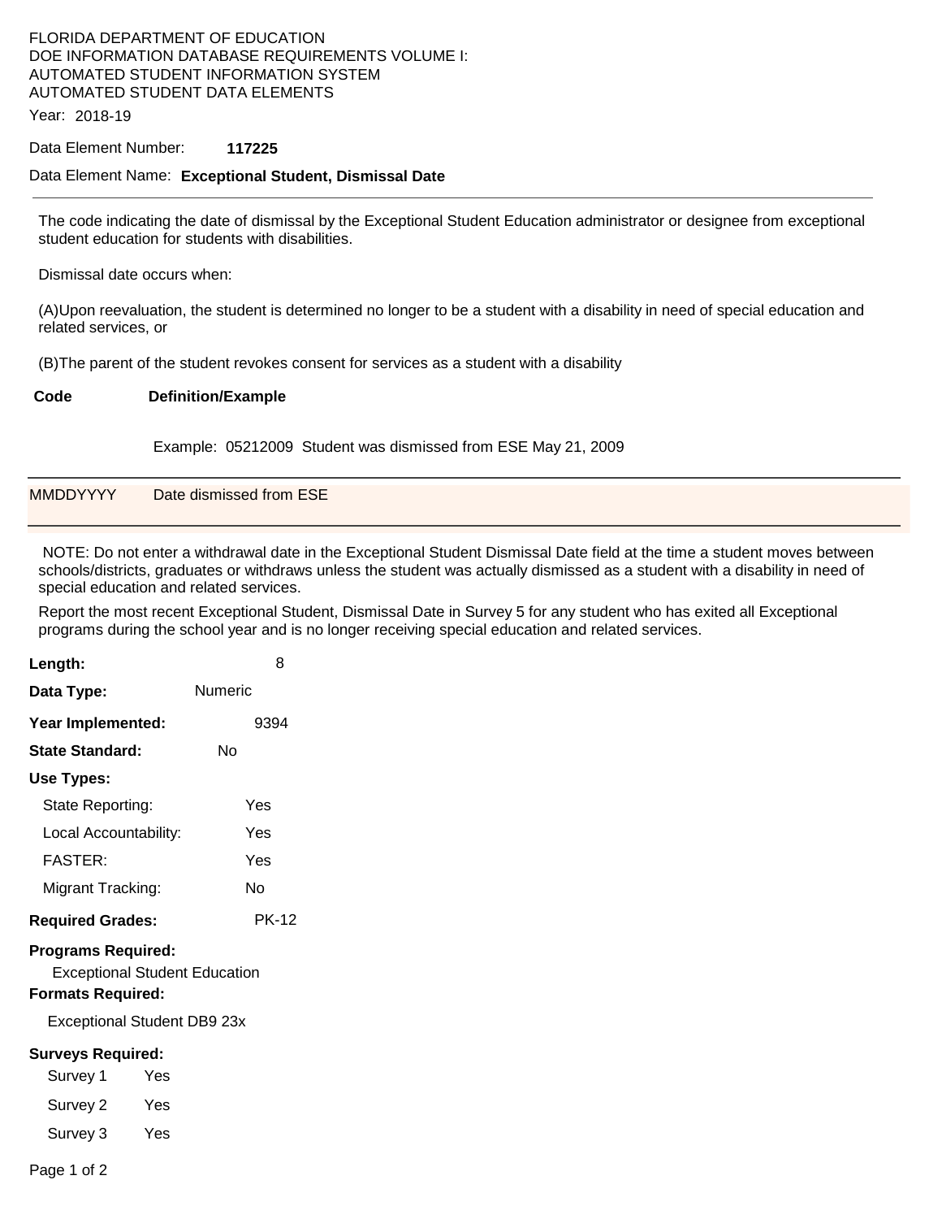FLORIDA DEPARTMENT OF EDUCATION
DOE INFORMATION DATABASE REQUIREMENTS VOLUME I:
AUTOMATED STUDENT INFORMATION SYSTEM
AUTOMATED STUDENT DATA ELEMENTS

Year: 2018-19

Data Element Number: **117225**

Data Element Name: **Exceptional Student, Dismissal Date**

---

The code indicating the date of dismissal by the Exceptional Student Education administrator or designee from exceptional student education for students with disabilities.

Dismissal date occurs when:

(A)Upon reevaluation, the student is determined no longer to be a student with a disability in need of special education and related services, or

(B)The parent of the student revokes consent for services as a student with a disability

| Code | Definition/Example |
|---|---|
| | Example: 05212009 Student was dismissed from ESE May 21, 2009 |
| MMDDYYYY | Date dismissed from ESE |

NOTE: Do not enter a withdrawal date in the Exceptional Student Dismissal Date field at the time a student moves between schools/districts, graduates or withdraws unless the student was actually dismissed as a student with a disability in need of special education and related services.

Report the most recent Exceptional Student, Dismissal Date in Survey 5 for any student who has exited all Exceptional programs during the school year and is no longer receiving special education and related services.

**Length:** 8

**Data Type:** Numeric

**Year Implemented:** 9394

**State Standard:** No

**Use Types:**

- State Reporting: Yes
- Local Accountability: Yes
- FASTER: Yes
- Migrant Tracking: No

**Required Grades:** PK-12

**Programs Required:**

Exceptional Student Education

**Formats Required:**

Exceptional Student DB9 23x

**Surveys Required:**

- Survey 1 Yes
- Survey 2 Yes
- Survey 3 Yes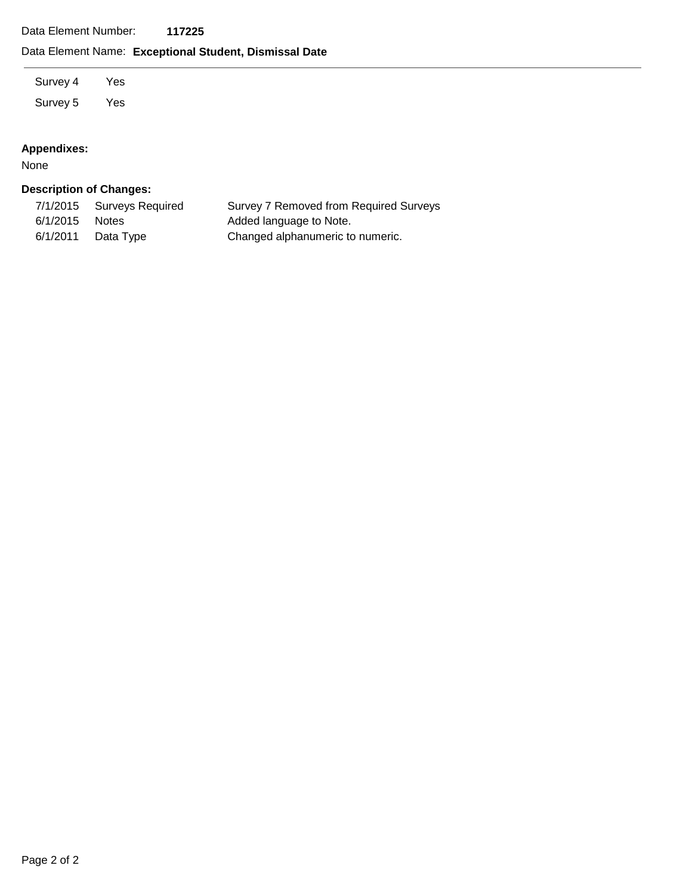Data Element Number: **117225**

Data Element Name: **Exceptional Student, Dismissal Date**

| | |
|---|---|
| Survey 4 | Yes |
| Survey 5 | Yes |

**Appendixes:**

None

**Description of Changes:**

| | | |
|---|---|---|
| 7/1/2015 | Surveys Required | Survey 7 Removed from Required Surveys |
| 6/1/2015 | Notes | Added language to Note. |
| 6/1/2011 | Data Type | Changed alphanumeric to numeric. |